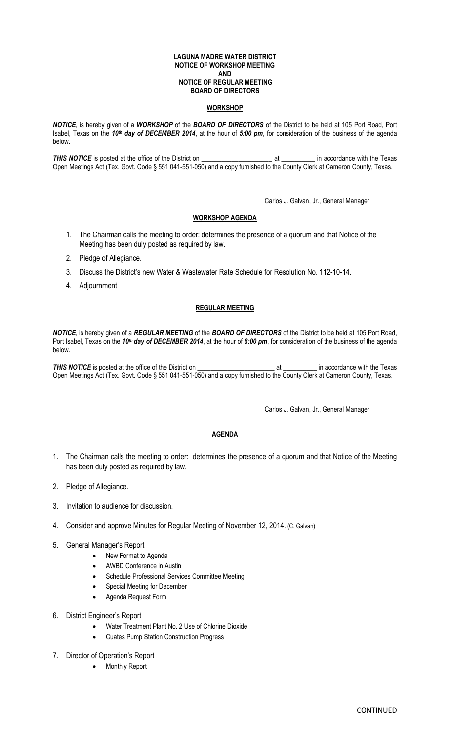**LAGUNA MADRE WATER DISTRICT**
**NOTICE OF WORKSHOP MEETING**
**AND**
**NOTICE OF REGULAR MEETING**
**BOARD OF DIRECTORS**

## WORKSHOP

***NOTICE***, is hereby given of a ***WORKSHOP*** of the ***BOARD OF DIRECTORS*** of the District to be held at 105 Port Road, Port Isabel, Texas on the ***10th day of DECEMBER 2014***, at the hour of ***5:00 pm***, for consideration of the business of the agenda below.

***THIS NOTICE*** is posted at the office of the District on ____________________ at __________ in accordance with the Texas Open Meetings Act (Tex. Govt. Code § 551 041-551-050) and a copy furnished to the County Clerk at Cameron County, Texas.

___________________________________
Carlos J. Galvan, Jr., General Manager

## WORKSHOP AGENDA

1. The Chairman calls the meeting to order: determines the presence of a quorum and that Notice of the Meeting has been duly posted as required by law.
2. Pledge of Allegiance.
3. Discuss the District's new Water & Wastewater Rate Schedule for Resolution No. 112-10-14.
4. Adjournment

## REGULAR MEETING

***NOTICE***, is hereby given of a ***REGULAR MEETING*** of the ***BOARD OF DIRECTORS*** of the District to be held at 105 Port Road, Port Isabel, Texas on the ***10th day of DECEMBER 2014***, at the hour of ***6:00 pm***, for consideration of the business of the agenda below.

***THIS NOTICE*** is posted at the office of the District on ______________________ at __________ in accordance with the Texas Open Meetings Act (Tex. Govt. Code § 551 041-551-050) and a copy furnished to the County Clerk at Cameron County, Texas.

___________________________________
Carlos J. Galvan, Jr., General Manager

## AGENDA

1. The Chairman calls the meeting to order: determines the presence of a quorum and that Notice of the Meeting has been duly posted as required by law.
2. Pledge of Allegiance.
3. Invitation to audience for discussion.
4. Consider and approve Minutes for Regular Meeting of November 12, 2014. (C. Galvan)
5. General Manager's Report
   - New Format to Agenda
   - AWBD Conference in Austin
   - Schedule Professional Services Committee Meeting
   - Special Meeting for December
   - Agenda Request Form
6. District Engineer's Report
   - Water Treatment Plant No. 2 Use of Chlorine Dioxide
   - Cuates Pump Station Construction Progress
7. Director of Operation's Report
   - Monthly Report

CONTINUED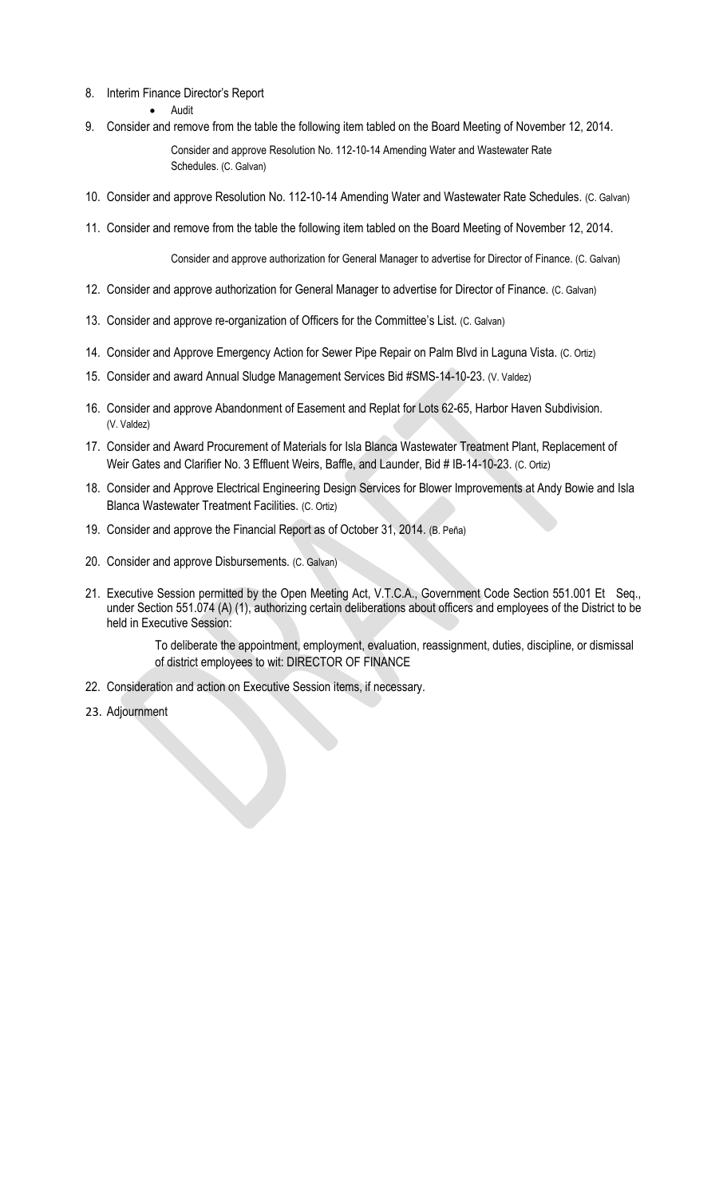8. Interim Finance Director's Report
   - Audit
9. Consider and remove from the table the following item tabled on the Board Meeting of November 12, 2014.

   Consider and approve Resolution No. 112-10-14 Amending Water and Wastewater Rate Schedules. (C. Galvan)

10. Consider and approve Resolution No. 112-10-14 Amending Water and Wastewater Rate Schedules. (C. Galvan)
11. Consider and remove from the table the following item tabled on the Board Meeting of November 12, 2014.

    Consider and approve authorization for General Manager to advertise for Director of Finance. (C. Galvan)

12. Consider and approve authorization for General Manager to advertise for Director of Finance. (C. Galvan)
13. Consider and approve re-organization of Officers for the Committee's List. (C. Galvan)
14. Consider and Approve Emergency Action for Sewer Pipe Repair on Palm Blvd in Laguna Vista. (C. Ortiz)
15. Consider and award Annual Sludge Management Services Bid #SMS-14-10-23. (V. Valdez)
16. Consider and approve Abandonment of Easement and Replat for Lots 62-65, Harbor Haven Subdivision. (V. Valdez)
17. Consider and Award Procurement of Materials for Isla Blanca Wastewater Treatment Plant, Replacement of Weir Gates and Clarifier No. 3 Effluent Weirs, Baffle, and Launder, Bid # IB-14-10-23. (C. Ortiz)
18. Consider and Approve Electrical Engineering Design Services for Blower Improvements at Andy Bowie and Isla Blanca Wastewater Treatment Facilities. (C. Ortiz)
19. Consider and approve the Financial Report as of October 31, 2014. (B. Peña)
20. Consider and approve Disbursements. (C. Galvan)
21. Executive Session permitted by the Open Meeting Act, V.T.C.A., Government Code Section 551.001 Et Seq., under Section 551.074 (A) (1), authorizing certain deliberations about officers and employees of the District to be held in Executive Session:

    To deliberate the appointment, employment, evaluation, reassignment, duties, discipline, or dismissal of district employees to wit: DIRECTOR OF FINANCE

22. Consideration and action on Executive Session items, if necessary.
23. Adjournment